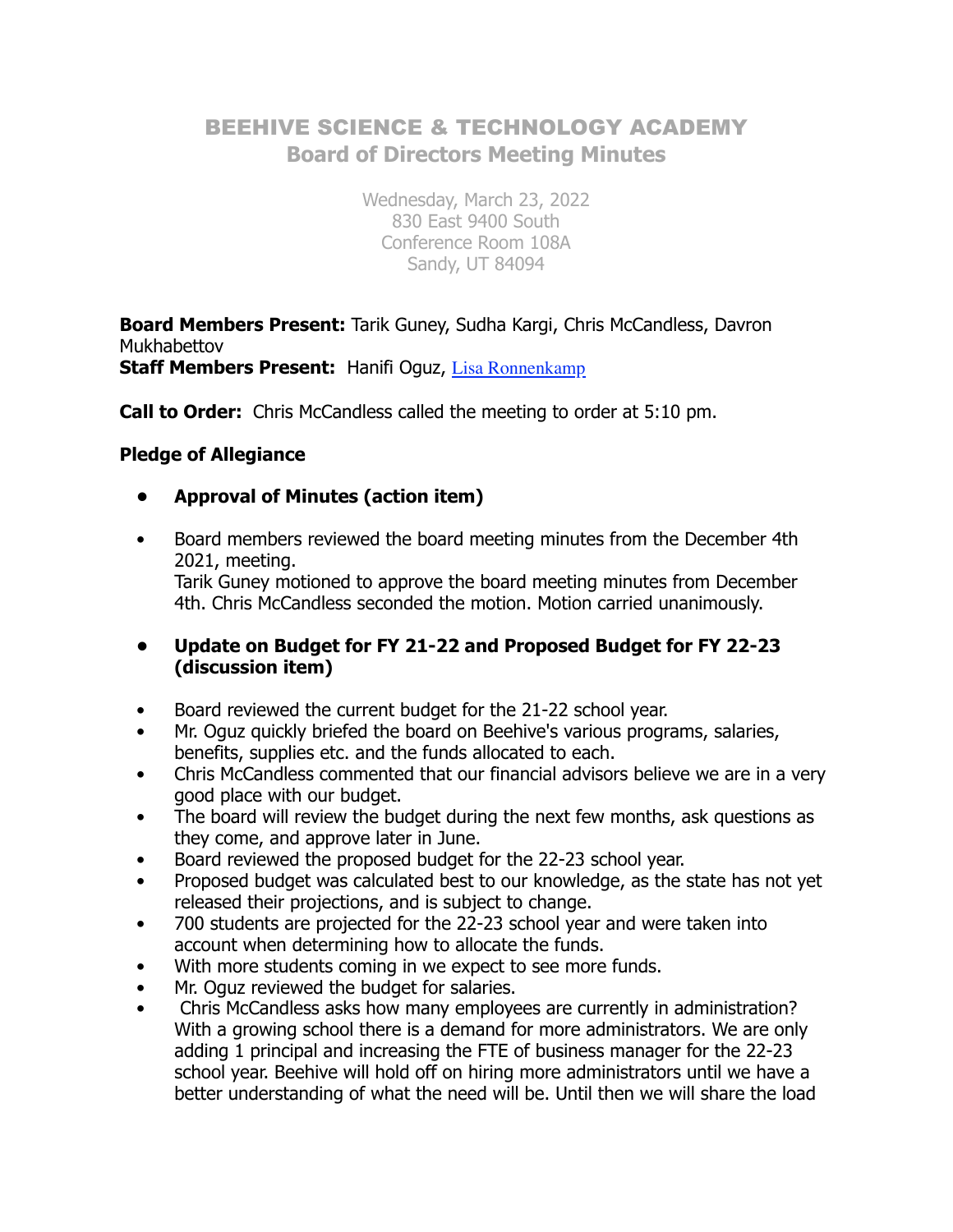# BEEHIVE SCIENCE & TECHNOLOGY ACADEMY
## Board of Directors Meeting Minutes

Wednesday, March 23, 2022
830 East 9400 South
Conference Room 108A
Sandy, UT 84094

**Board Members Present:** Tarik Guney, Sudha Kargi, Chris McCandless, Davron Mukhabettov
**Staff Members Present:** Hanifi Oguz, Lisa Ronnenkamp

**Call to Order:** Chris McCandless called the meeting to order at 5:10 pm.

**Pledge of Allegiance**

- **Approval of Minutes (action item)**

- Board members reviewed the board meeting minutes from the December 4th 2021, meeting.
  Tarik Guney motioned to approve the board meeting minutes from December 4th. Chris McCandless seconded the motion. Motion carried unanimously.

- **Update on Budget for FY 21-22 and Proposed Budget for FY 22-23 (discussion item)**

- Board reviewed the current budget for the 21-22 school year.
- Mr. Oguz quickly briefed the board on Beehive's various programs, salaries, benefits, supplies etc. and the funds allocated to each.
- Chris McCandless commented that our financial advisors believe we are in a very good place with our budget.
- The board will review the budget during the next few months, ask questions as they come, and approve later in June.
- Board reviewed the proposed budget for the 22-23 school year.
- Proposed budget was calculated best to our knowledge, as the state has not yet released their projections, and is subject to change.
- 700 students are projected for the 22-23 school year and were taken into account when determining how to allocate the funds.
- With more students coming in we expect to see more funds.
- Mr. Oguz reviewed the budget for salaries.
- Chris McCandless asks how many employees are currently in administration? With a growing school there is a demand for more administrators. We are only adding 1 principal and increasing the FTE of business manager for the 22-23 school year. Beehive will hold off on hiring more administrators until we have a better understanding of what the need will be. Until then we will share the load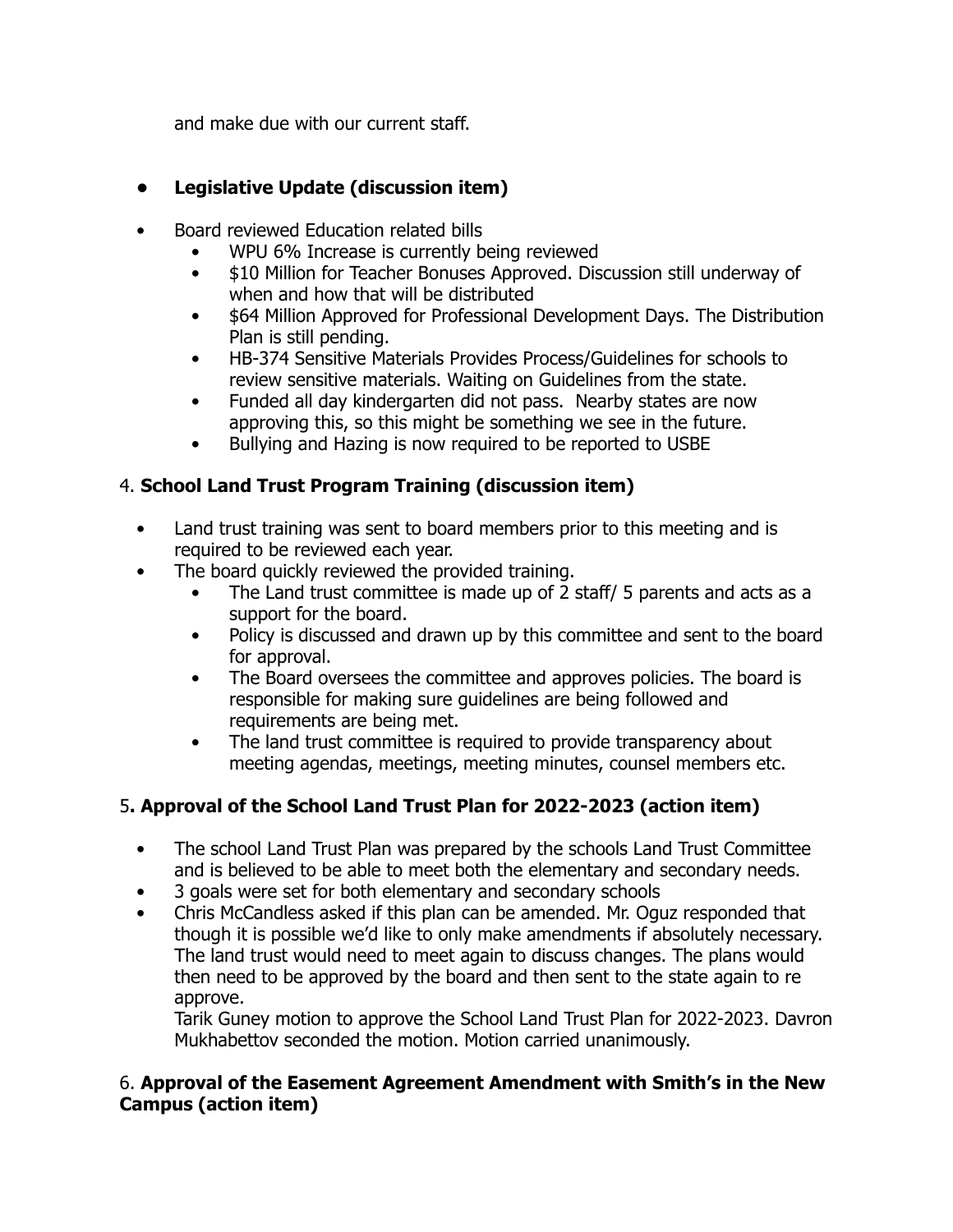and make due with our current staff.

- **Legislative Update (discussion item)**

- Board reviewed Education related bills
    - WPU 6% Increase is currently being reviewed
    - $10 Million for Teacher Bonuses Approved. Discussion still underway of when and how that will be distributed
    - $64 Million Approved for Professional Development Days. The Distribution Plan is still pending.
    - HB-374 Sensitive Materials Provides Process/Guidelines for schools to review sensitive materials. Waiting on Guidelines from the state.
    - Funded all day kindergarten did not pass. Nearby states are now approving this, so this might be something we see in the future.
    - Bullying and Hazing is now required to be reported to USBE

4. **School Land Trust Program Training (discussion item)**

- Land trust training was sent to board members prior to this meeting and is required to be reviewed each year.
- The board quickly reviewed the provided training.
    - The Land trust committee is made up of 2 staff/ 5 parents and acts as a support for the board.
    - Policy is discussed and drawn up by this committee and sent to the board for approval.
    - The Board oversees the committee and approves policies. The board is responsible for making sure guidelines are being followed and requirements are being met.
    - The land trust committee is required to provide transparency about meeting agendas, meetings, meeting minutes, counsel members etc.

5**. Approval of the School Land Trust Plan for 2022-2023 (action item)**

- The school Land Trust Plan was prepared by the schools Land Trust Committee and is believed to be able to meet both the elementary and secondary needs.
- 3 goals were set for both elementary and secondary schools
- Chris McCandless asked if this plan can be amended. Mr. Oguz responded that though it is possible we'd like to only make amendments if absolutely necessary. The land trust would need to meet again to discuss changes. The plans would then need to be approved by the board and then sent to the state again to re approve.
  Tarik Guney motion to approve the School Land Trust Plan for 2022-2023. Davron Mukhabettov seconded the motion. Motion carried unanimously.

6. **Approval of the Easement Agreement Amendment with Smith's in the New Campus (action item)**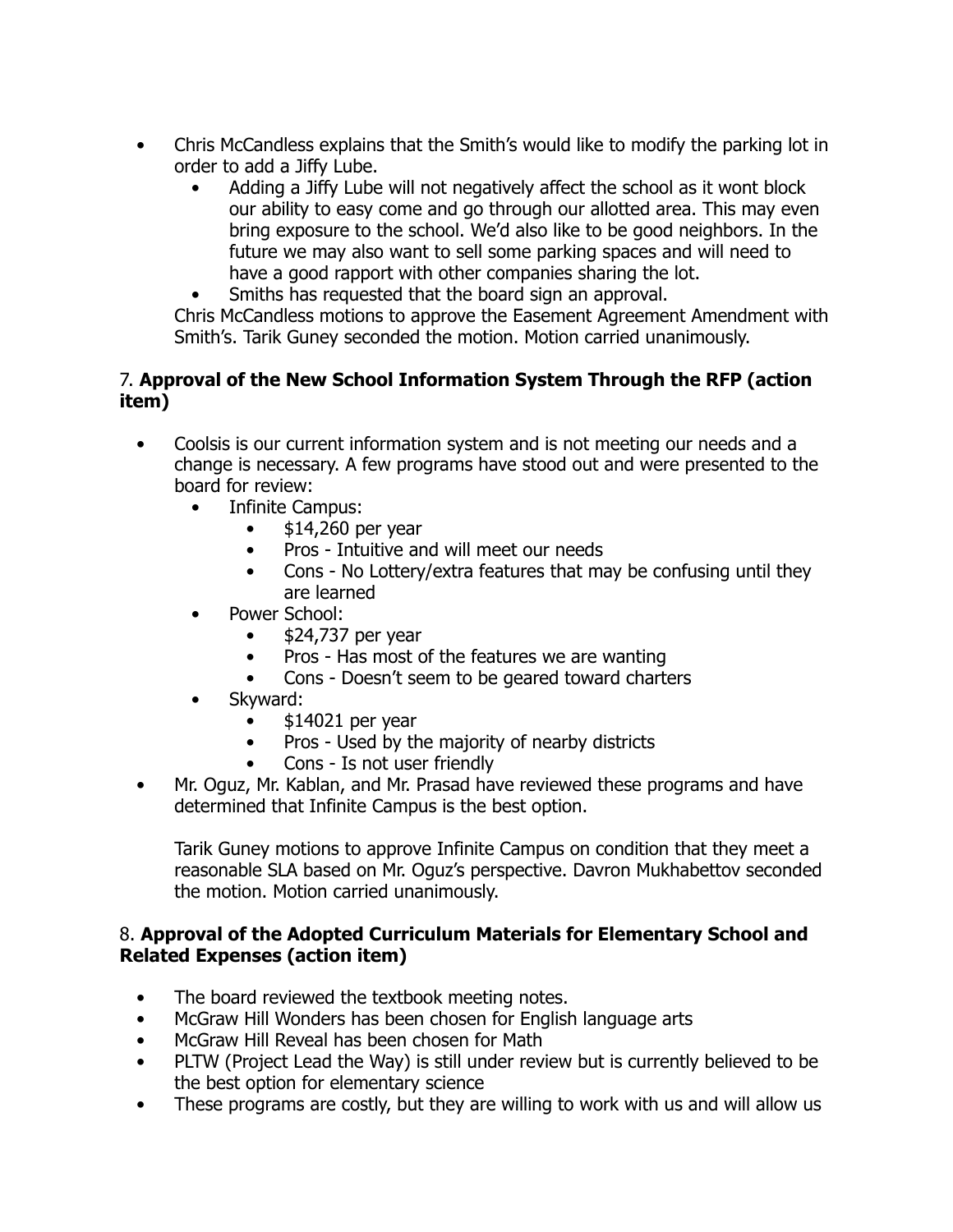- Chris McCandless explains that the Smith's would like to modify the parking lot in order to add a Jiffy Lube.
  - Adding a Jiffy Lube will not negatively affect the school as it wont block our ability to easy come and go through our allotted area. This may even bring exposure to the school. We'd also like to be good neighbors. In the future we may also want to sell some parking spaces and will need to have a good rapport with other companies sharing the lot.
  - Smiths has requested that the board sign an approval.

Chris McCandless motions to approve the Easement Agreement Amendment with Smith's. Tarik Guney seconded the motion. Motion carried unanimously.

### 7. **Approval of the New School Information System Through the RFP (action item)**

- Coolsis is our current information system and is not meeting our needs and a change is necessary. A few programs have stood out and were presented to the board for review:
  - Infinite Campus:
    - $14,260 per year
    - Pros - Intuitive and will meet our needs
    - Cons - No Lottery/extra features that may be confusing until they are learned
  - Power School:
    - $24,737 per year
    - Pros - Has most of the features we are wanting
    - Cons - Doesn't seem to be geared toward charters
  - Skyward:
    - $14021 per year
    - Pros - Used by the majority of nearby districts
    - Cons - Is not user friendly
- Mr. Oguz, Mr. Kablan, and Mr. Prasad have reviewed these programs and have determined that Infinite Campus is the best option.

  Tarik Guney motions to approve Infinite Campus on condition that they meet a reasonable SLA based on Mr. Oguz's perspective. Davron Mukhabettov seconded the motion. Motion carried unanimously.

### 8. **Approval of the Adopted Curriculum Materials for Elementary School and Related Expenses (action item)**

- The board reviewed the textbook meeting notes.
- McGraw Hill Wonders has been chosen for English language arts
- McGraw Hill Reveal has been chosen for Math
- PLTW (Project Lead the Way) is still under review but is currently believed to be the best option for elementary science
- These programs are costly, but they are willing to work with us and will allow us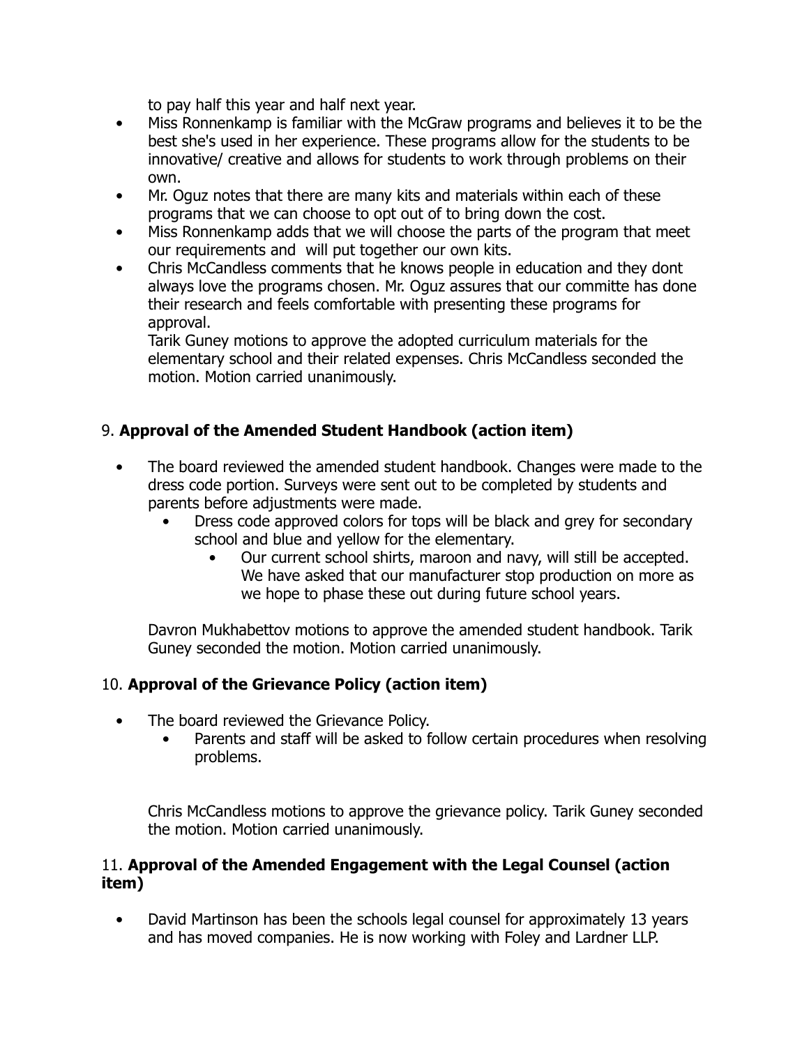to pay half this year and half next year.

- Miss Ronnenkamp is familiar with the McGraw programs and believes it to be the best she's used in her experience. These programs allow for the students to be innovative/ creative and allows for students to work through problems on their own.
- Mr. Oguz notes that there are many kits and materials within each of these programs that we can choose to opt out of to bring down the cost.
- Miss Ronnenkamp adds that we will choose the parts of the program that meet our requirements and will put together our own kits.
- Chris McCandless comments that he knows people in education and they dont always love the programs chosen. Mr. Oguz assures that our committe has done their research and feels comfortable with presenting these programs for approval.

  Tarik Guney motions to approve the adopted curriculum materials for the elementary school and their related expenses. Chris McCandless seconded the motion. Motion carried unanimously.

## 9. **Approval of the Amended Student Handbook (action item)**

- The board reviewed the amended student handbook. Changes were made to the dress code portion. Surveys were sent out to be completed by students and parents before adjustments were made.
  - Dress code approved colors for tops will be black and grey for secondary school and blue and yellow for the elementary.
    - Our current school shirts, maroon and navy, will still be accepted. We have asked that our manufacturer stop production on more as we hope to phase these out during future school years.

Davron Mukhabettov motions to approve the amended student handbook. Tarik Guney seconded the motion. Motion carried unanimously.

## 10. **Approval of the Grievance Policy (action item)**

- The board reviewed the Grievance Policy.
  - Parents and staff will be asked to follow certain procedures when resolving problems.

Chris McCandless motions to approve the grievance policy. Tarik Guney seconded the motion. Motion carried unanimously.

## 11. **Approval of the Amended Engagement with the Legal Counsel (action item)**

- David Martinson has been the schools legal counsel for approximately 13 years and has moved companies. He is now working with Foley and Lardner LLP.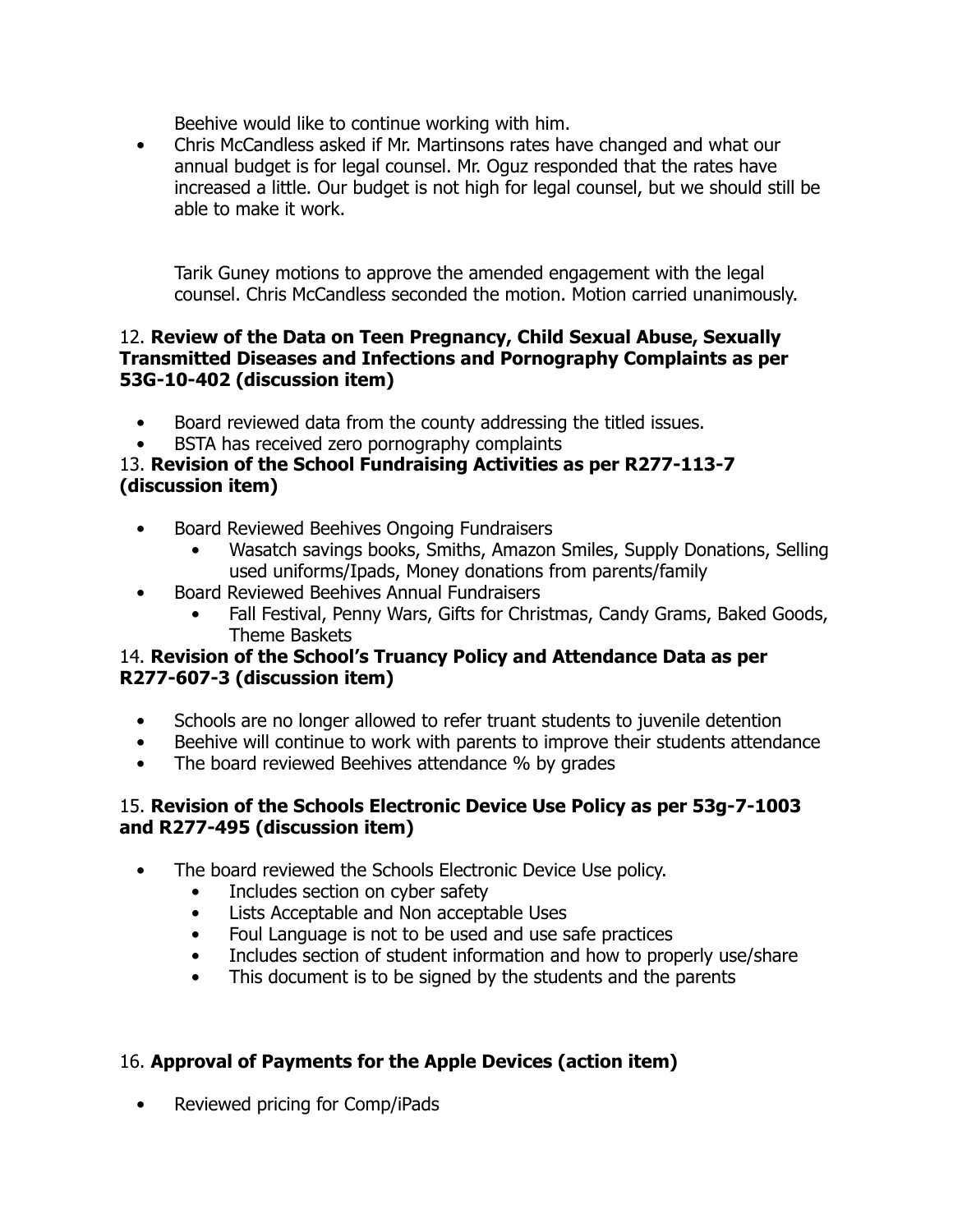Beehive would like to continue working with him.

- Chris McCandless asked if Mr. Martinsons rates have changed and what our annual budget is for legal counsel. Mr. Oguz responded that the rates have increased a little. Our budget is not high for legal counsel, but we should still be able to make it work.

Tarik Guney motions to approve the amended engagement with the legal counsel. Chris McCandless seconded the motion. Motion carried unanimously.

12. **Review of the Data on Teen Pregnancy, Child Sexual Abuse, Sexually Transmitted Diseases and Infections and Pornography Complaints as per 53G-10-402 (discussion item)**

- Board reviewed data from the county addressing the titled issues.
- BSTA has received zero pornography complaints

13. **Revision of the School Fundraising Activities as per R277-113-7 (discussion item)**

- Board Reviewed Beehives Ongoing Fundraisers
    - Wasatch savings books, Smiths, Amazon Smiles, Supply Donations, Selling used uniforms/Ipads, Money donations from parents/family
- Board Reviewed Beehives Annual Fundraisers
    - Fall Festival, Penny Wars, Gifts for Christmas, Candy Grams, Baked Goods, Theme Baskets

14. **Revision of the School's Truancy Policy and Attendance Data as per R277-607-3 (discussion item)**

- Schools are no longer allowed to refer truant students to juvenile detention
- Beehive will continue to work with parents to improve their students attendance
- The board reviewed Beehives attendance % by grades

15. **Revision of the Schools Electronic Device Use Policy as per 53g-7-1003 and R277-495 (discussion item)**

- The board reviewed the Schools Electronic Device Use policy.
    - Includes section on cyber safety
    - Lists Acceptable and Non acceptable Uses
    - Foul Language is not to be used and use safe practices
    - Includes section of student information and how to properly use/share
    - This document is to be signed by the students and the parents

16. **Approval of Payments for the Apple Devices (action item)**

- Reviewed pricing for Comp/iPads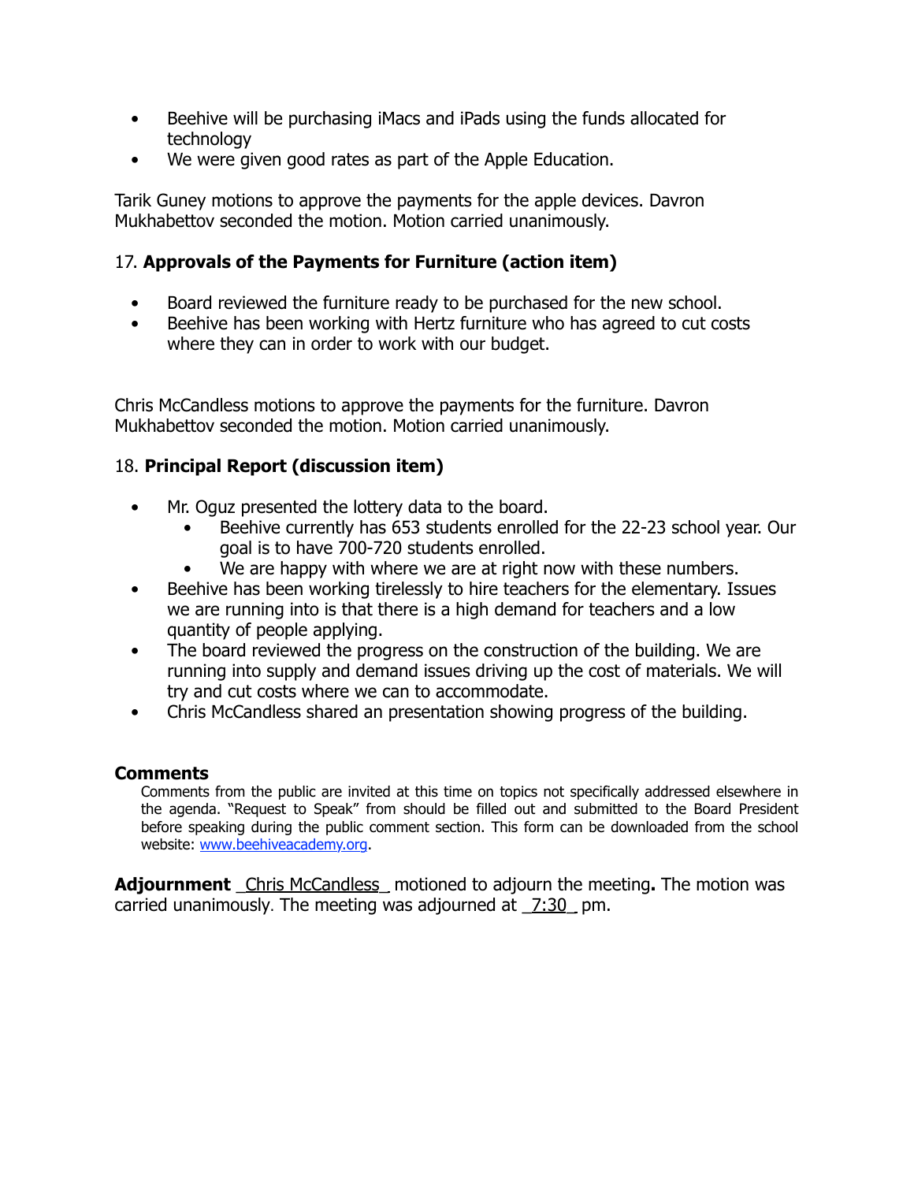- Beehive will be purchasing iMacs and iPads using the funds allocated for technology
- We were given good rates as part of the Apple Education.

Tarik Guney motions to approve the payments for the apple devices. Davron Mukhabettov seconded the motion. Motion carried unanimously.

17. **Approvals of the Payments for Furniture (action item)**

- Board reviewed the furniture ready to be purchased for the new school.
- Beehive has been working with Hertz furniture who has agreed to cut costs where they can in order to work with our budget.

Chris McCandless motions to approve the payments for the furniture. Davron Mukhabettov seconded the motion. Motion carried unanimously.

18. **Principal Report (discussion item)**

- Mr. Oguz presented the lottery data to the board.
  - Beehive currently has 653 students enrolled for the 22-23 school year. Our goal is to have 700-720 students enrolled.
  - We are happy with where we are at right now with these numbers.
- Beehive has been working tirelessly to hire teachers for the elementary. Issues we are running into is that there is a high demand for teachers and a low quantity of people applying.
- The board reviewed the progress on the construction of the building. We are running into supply and demand issues driving up the cost of materials. We will try and cut costs where we can to accommodate.
- Chris McCandless shared an presentation showing progress of the building.

**Comments**

Comments from the public are invited at this time on topics not specifically addressed elsewhere in the agenda. "Request to Speak" from should be filled out and submitted to the Board President before speaking during the public comment section. This form can be downloaded from the school website: www.beehiveacademy.org.

**Adjournment** Chris McCandless motioned to adjourn the meeting**.** The motion was carried unanimously. The meeting was adjourned at 7:30 pm.